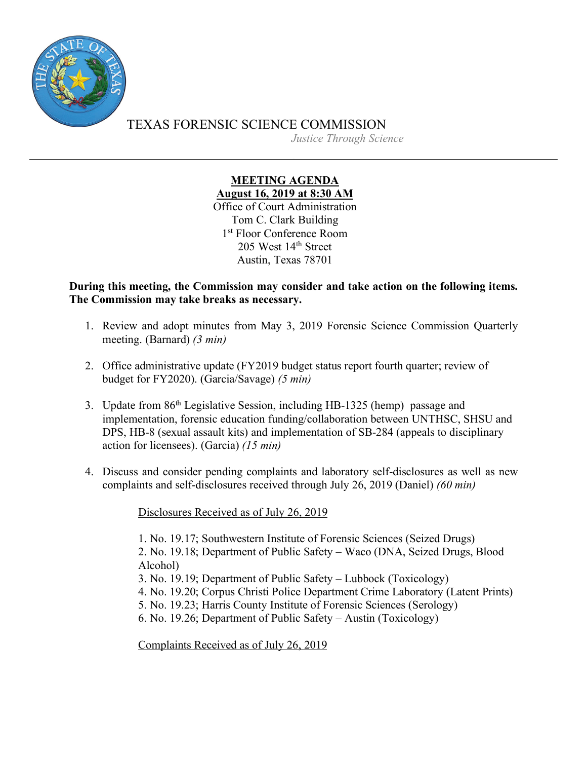TEXAS FORENSIC SCIENCE COMMISSION

*Justice Through Science*

---

**MEETING AGENDA**
**August 16, 2019 at 8:30 AM**
Office of Court Administration
Tom C. Clark Building
1st Floor Conference Room
205 West 14th Street
Austin, Texas 78701

**During this meeting, the Commission may consider and take action on the following items. The Commission may take breaks as necessary.**

1. Review and adopt minutes from May 3, 2019 Forensic Science Commission Quarterly meeting. (Barnard) *(3 min)*

2. Office administrative update (FY2019 budget status report fourth quarter; review of budget for FY2020). (Garcia/Savage) *(5 min)*

3. Update from 86th Legislative Session, including HB-1325 (hemp) passage and implementation, forensic education funding/collaboration between UNTHSC, SHSU and DPS, HB-8 (sexual assault kits) and implementation of SB-284 (appeals to disciplinary action for licensees). (Garcia) *(15 min)*

4. Discuss and consider pending complaints and laboratory self-disclosures as well as new complaints and self-disclosures received through July 26, 2019 (Daniel) *(60 min)*

   Disclosures Received as of July 26, 2019

   1. No. 19.17; Southwestern Institute of Forensic Sciences (Seized Drugs)
   2. No. 19.18; Department of Public Safety – Waco (DNA, Seized Drugs, Blood Alcohol)
   3. No. 19.19; Department of Public Safety – Lubbock (Toxicology)
   4. No. 19.20; Corpus Christi Police Department Crime Laboratory (Latent Prints)
   5. No. 19.23; Harris County Institute of Forensic Sciences (Serology)
   6. No. 19.26; Department of Public Safety – Austin (Toxicology)

   Complaints Received as of July 26, 2019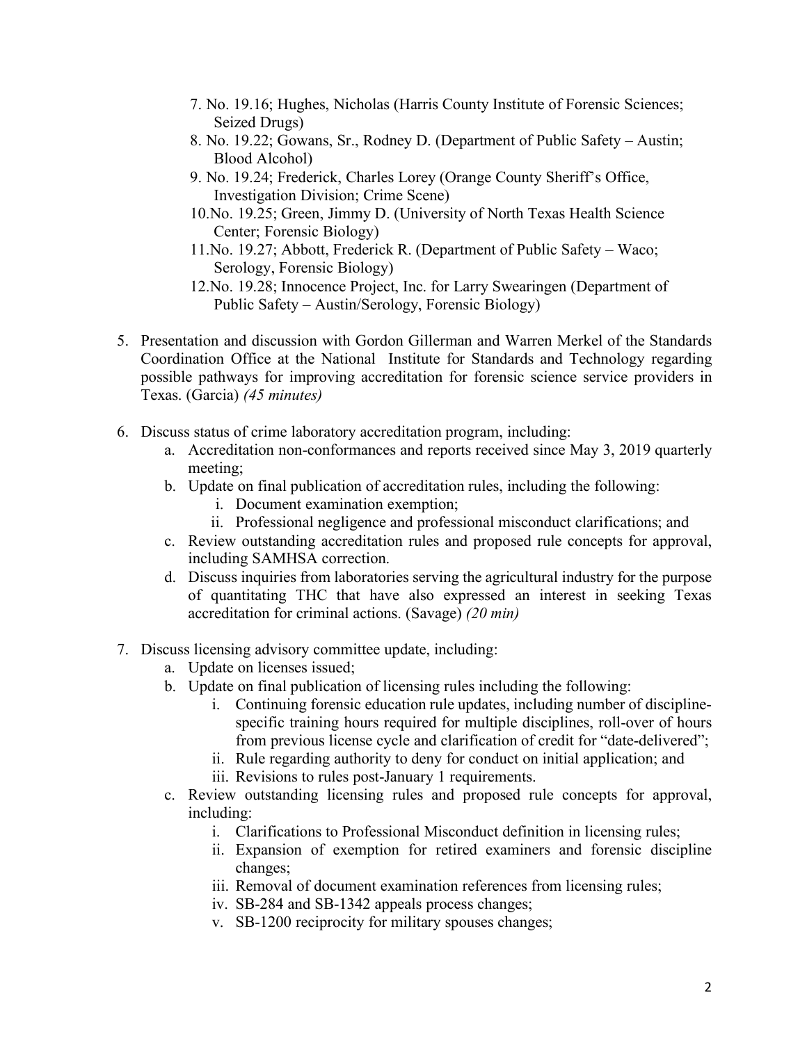7. No. 19.16; Hughes, Nicholas (Harris County Institute of Forensic Sciences; Seized Drugs)
   8. No. 19.22; Gowans, Sr., Rodney D. (Department of Public Safety – Austin; Blood Alcohol)
   9. No. 19.24; Frederick, Charles Lorey (Orange County Sheriff's Office, Investigation Division; Crime Scene)
   10. No. 19.25; Green, Jimmy D. (University of North Texas Health Science Center; Forensic Biology)
   11. No. 19.27; Abbott, Frederick R. (Department of Public Safety – Waco; Serology, Forensic Biology)
   12. No. 19.28; Innocence Project, Inc. for Larry Swearingen (Department of Public Safety – Austin/Serology, Forensic Biology)

5. Presentation and discussion with Gordon Gillerman and Warren Merkel of the Standards Coordination Office at the National Institute for Standards and Technology regarding possible pathways for improving accreditation for forensic science service providers in Texas. (Garcia) *(45 minutes)*

6. Discuss status of crime laboratory accreditation program, including:
   a. Accreditation non-conformances and reports received since May 3, 2019 quarterly meeting;
   b. Update on final publication of accreditation rules, including the following:
      i. Document examination exemption;
      ii. Professional negligence and professional misconduct clarifications; and
   c. Review outstanding accreditation rules and proposed rule concepts for approval, including SAMHSA correction.
   d. Discuss inquiries from laboratories serving the agricultural industry for the purpose of quantitating THC that have also expressed an interest in seeking Texas accreditation for criminal actions. (Savage) *(20 min)*

7. Discuss licensing advisory committee update, including:
   a. Update on licenses issued;
   b. Update on final publication of licensing rules including the following:
      i. Continuing forensic education rule updates, including number of discipline-specific training hours required for multiple disciplines, roll-over of hours from previous license cycle and clarification of credit for "date-delivered";
      ii. Rule regarding authority to deny for conduct on initial application; and
      iii. Revisions to rules post-January 1 requirements.
   c. Review outstanding licensing rules and proposed rule concepts for approval, including:
      i. Clarifications to Professional Misconduct definition in licensing rules;
      ii. Expansion of exemption for retired examiners and forensic discipline changes;
      iii. Removal of document examination references from licensing rules;
      iv. SB-284 and SB-1342 appeals process changes;
      v. SB-1200 reciprocity for military spouses changes;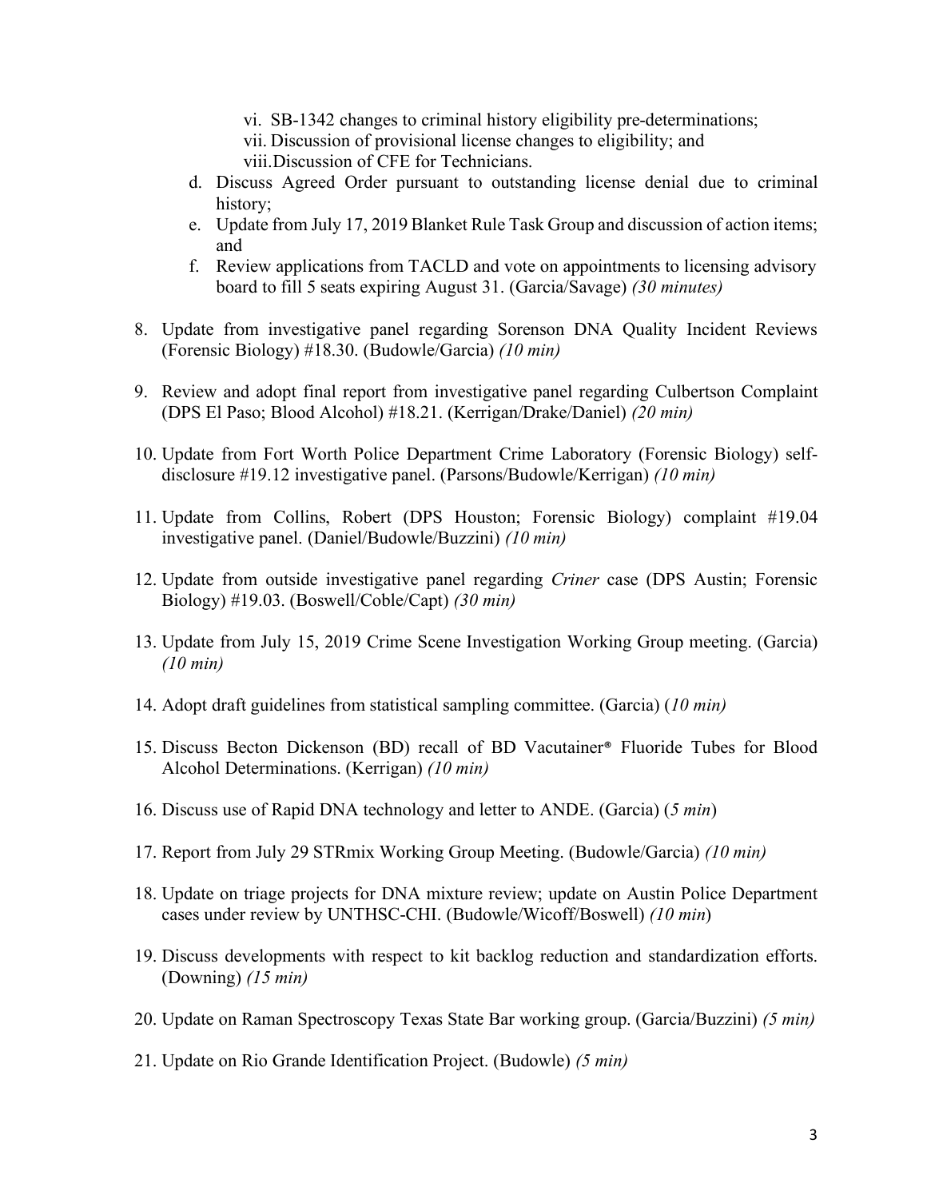vi. SB-1342 changes to criminal history eligibility pre-determinations;
    vii. Discussion of provisional license changes to eligibility; and
    viii. Discussion of CFE for Technicians.

  d. Discuss Agreed Order pursuant to outstanding license denial due to criminal history;
  e. Update from July 17, 2019 Blanket Rule Task Group and discussion of action items; and
  f. Review applications from TACLD and vote on appointments to licensing advisory board to fill 5 seats expiring August 31. (Garcia/Savage) *(30 minutes)*

8. Update from investigative panel regarding Sorenson DNA Quality Incident Reviews (Forensic Biology) #18.30. (Budowle/Garcia) *(10 min)*

9. Review and adopt final report from investigative panel regarding Culbertson Complaint (DPS El Paso; Blood Alcohol) #18.21. (Kerrigan/Drake/Daniel) *(20 min)*

10. Update from Fort Worth Police Department Crime Laboratory (Forensic Biology) self-disclosure #19.12 investigative panel. (Parsons/Budowle/Kerrigan) *(10 min)*

11. Update from Collins, Robert (DPS Houston; Forensic Biology) complaint #19.04 investigative panel. (Daniel/Budowle/Buzzini) *(10 min)*

12. Update from outside investigative panel regarding *Criner* case (DPS Austin; Forensic Biology) #19.03. (Boswell/Coble/Capt) *(30 min)*

13. Update from July 15, 2019 Crime Scene Investigation Working Group meeting. (Garcia) *(10 min)*

14. Adopt draft guidelines from statistical sampling committee. (Garcia) (*10 min)*

15. Discuss Becton Dickenson (BD) recall of BD Vacutainer® Fluoride Tubes for Blood Alcohol Determinations. (Kerrigan) *(10 min)*

16. Discuss use of Rapid DNA technology and letter to ANDE. (Garcia) (*5 min*)

17. Report from July 29 STRmix Working Group Meeting. (Budowle/Garcia) *(10 min)*

18. Update on triage projects for DNA mixture review; update on Austin Police Department cases under review by UNTHSC-CHI. (Budowle/Wicoff/Boswell) *(10 min*)

19. Discuss developments with respect to kit backlog reduction and standardization efforts. (Downing) *(15 min)*

20. Update on Raman Spectroscopy Texas State Bar working group. (Garcia/Buzzini) *(5 min)*

21. Update on Rio Grande Identification Project. (Budowle) *(5 min)*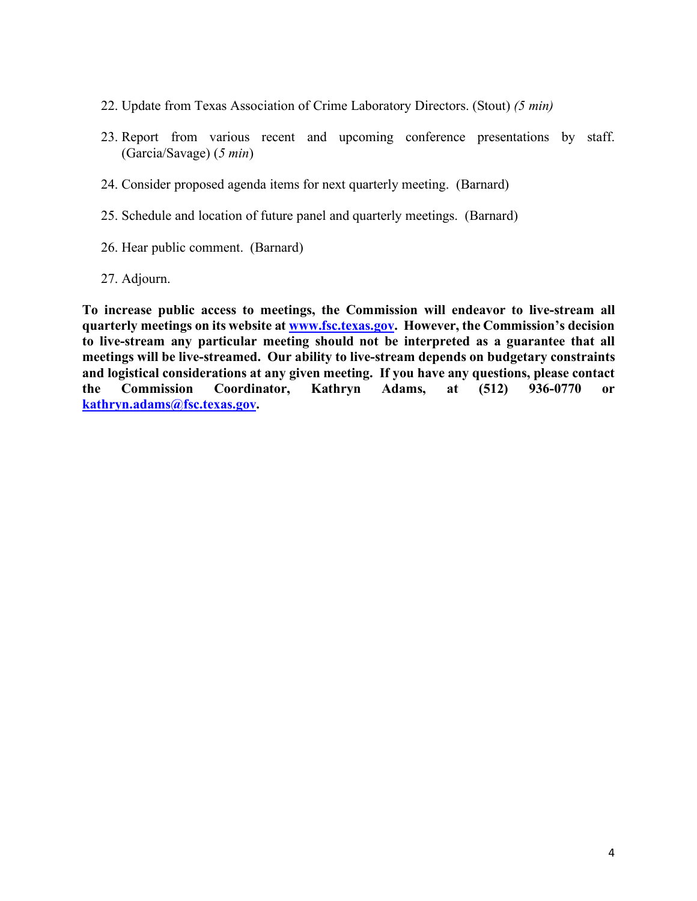22. Update from Texas Association of Crime Laboratory Directors. (Stout) *(5 min)*

23. Report from various recent and upcoming conference presentations by staff. (Garcia/Savage) (*5 min*)

24. Consider proposed agenda items for next quarterly meeting. (Barnard)

25. Schedule and location of future panel and quarterly meetings. (Barnard)

26. Hear public comment. (Barnard)

27. Adjourn.

**To increase public access to meetings, the Commission will endeavor to live-stream all quarterly meetings on its website at [www.fsc.texas.gov](http://www.fsc.texas.gov). However, the Commission's decision to live-stream any particular meeting should not be interpreted as a guarantee that all meetings will be live-streamed. Our ability to live-stream depends on budgetary constraints and logistical considerations at any given meeting. If you have any questions, please contact the Commission Coordinator, Kathryn Adams, at (512) 936-0770 or [kathryn.adams@fsc.texas.gov](mailto:kathryn.adams@fsc.texas.gov).**